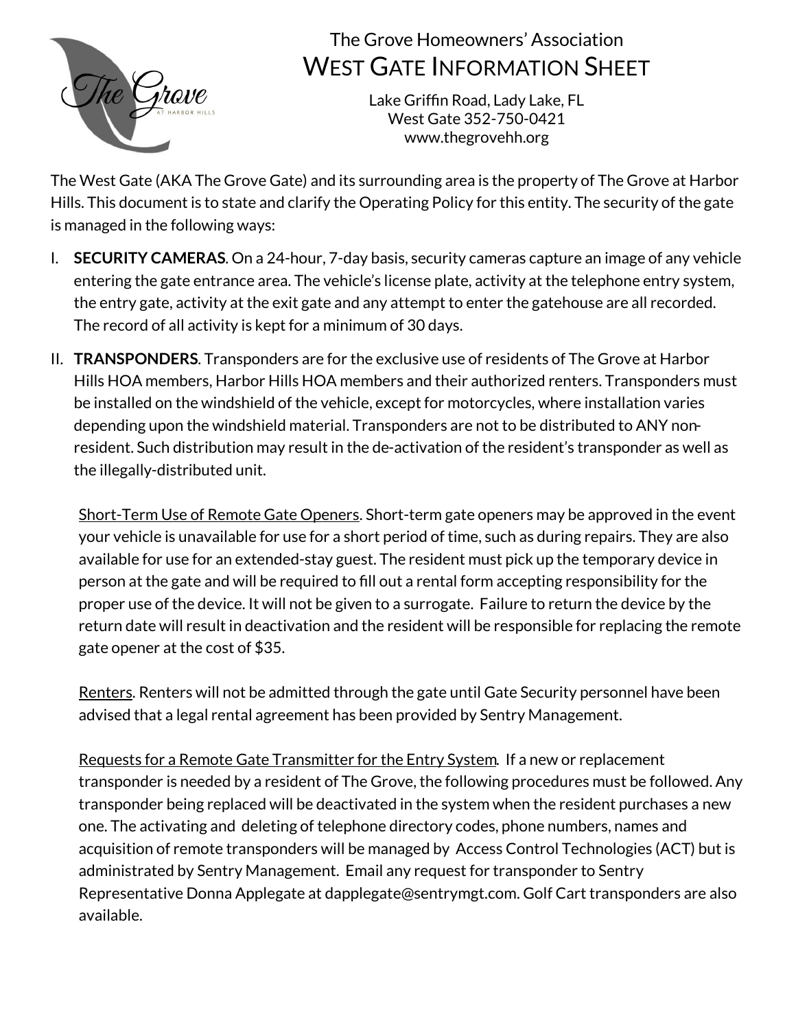# The Grove Homeowners' Association
## WEST GATE INFORMATION SHEET

Lake Griffin Road, Lady Lake, FL
West Gate 352-750-0421
www.thegrovehh.org

The West Gate (AKA The Grove Gate) and its surrounding area is the property of The Grove at Harbor Hills. This document is to state and clarify the Operating Policy for this entity. The security of the gate is managed in the following ways:

I. **SECURITY CAMERAS**. On a 24-hour, 7-day basis, security cameras capture an image of any vehicle entering the gate entrance area. The vehicle's license plate, activity at the telephone entry system, the entry gate, activity at the exit gate and any attempt to enter the gatehouse are all recorded. The record of all activity is kept for a minimum of 30 days.

II. **TRANSPONDERS**. Transponders are for the exclusive use of residents of The Grove at Harbor Hills HOA members, Harbor Hills HOA members and their authorized renters. Transponders must be installed on the windshield of the vehicle, except for motorcycles, where installation varies depending upon the windshield material. Transponders are not to be distributed to ANY non-resident. Such distribution may result in the de-activation of the resident's transponder as well as the illegally-distributed unit.

   <u>Short-Term Use of Remote Gate Openers</u>. Short-term gate openers may be approved in the event your vehicle is unavailable for use for a short period of time, such as during repairs. They are also available for use for an extended-stay guest. The resident must pick up the temporary device in person at the gate and will be required to fill out a rental form accepting responsibility for the proper use of the device. It will not be given to a surrogate. Failure to return the device by the return date will result in deactivation and the resident will be responsible for replacing the remote gate opener at the cost of $35.

   <u>Renters</u>. Renters will not be admitted through the gate until Gate Security personnel have been advised that a legal rental agreement has been provided by Sentry Management.

   <u>Requests for a Remote Gate Transmitter for the Entry System</u>. If a new or replacement transponder is needed by a resident of The Grove, the following procedures must be followed. Any transponder being replaced will be deactivated in the system when the resident purchases a new one. The activating and deleting of telephone directory codes, phone numbers, names and acquisition of remote transponders will be managed by Access Control Technologies (ACT) but is administrated by Sentry Management. Email any request for transponder to Sentry Representative Donna Applegate at dapplegate@sentrymgt.com. Golf Cart transponders are also available.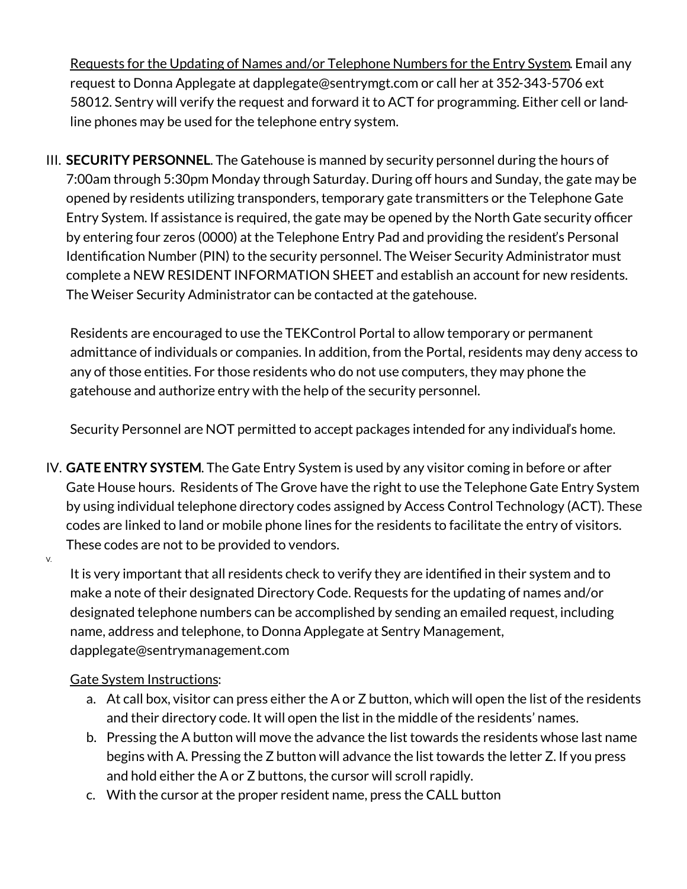Requests for the Updating of Names and/or Telephone Numbers for the Entry System. Email any request to Donna Applegate at dapplegate@sentrymgt.com or call her at 352-343-5706 ext 58012. Sentry will verify the request and forward it to ACT for programming. Either cell or land-line phones may be used for the telephone entry system.

III. **SECURITY PERSONNEL**. The Gatehouse is manned by security personnel during the hours of 7:00am through 5:30pm Monday through Saturday. During off hours and Sunday, the gate may be opened by residents utilizing transponders, temporary gate transmitters or the Telephone Gate Entry System. If assistance is required, the gate may be opened by the North Gate security officer by entering four zeros (0000) at the Telephone Entry Pad and providing the resident's Personal Identification Number (PIN) to the security personnel. The Weiser Security Administrator must complete a NEW RESIDENT INFORMATION SHEET and establish an account for new residents. The Weiser Security Administrator can be contacted at the gatehouse.

Residents are encouraged to use the TEKControl Portal to allow temporary or permanent admittance of individuals or companies. In addition, from the Portal, residents may deny access to any of those entities. For those residents who do not use computers, they may phone the gatehouse and authorize entry with the help of the security personnel.

Security Personnel are NOT permitted to accept packages intended for any individual's home.

IV. **GATE ENTRY SYSTEM**. The Gate Entry System is used by any visitor coming in before or after Gate House hours. Residents of The Grove have the right to use the Telephone Gate Entry System by using individual telephone directory codes assigned by Access Control Technology (ACT). These codes are linked to land or mobile phone lines for the residents to facilitate the entry of visitors. These codes are not to be provided to vendors.

V.

It is very important that all residents check to verify they are identified in their system and to make a note of their designated Directory Code. Requests for the updating of names and/or designated telephone numbers can be accomplished by sending an emailed request, including name, address and telephone, to Donna Applegate at Sentry Management, dapplegate@sentrymanagement.com

Gate System Instructions:

a. At call box, visitor can press either the A or Z button, which will open the list of the residents and their directory code. It will open the list in the middle of the residents' names.
b. Pressing the A button will move the advance the list towards the residents whose last name begins with A. Pressing the Z button will advance the list towards the letter Z. If you press and hold either the A or Z buttons, the cursor will scroll rapidly.
c. With the cursor at the proper resident name, press the CALL button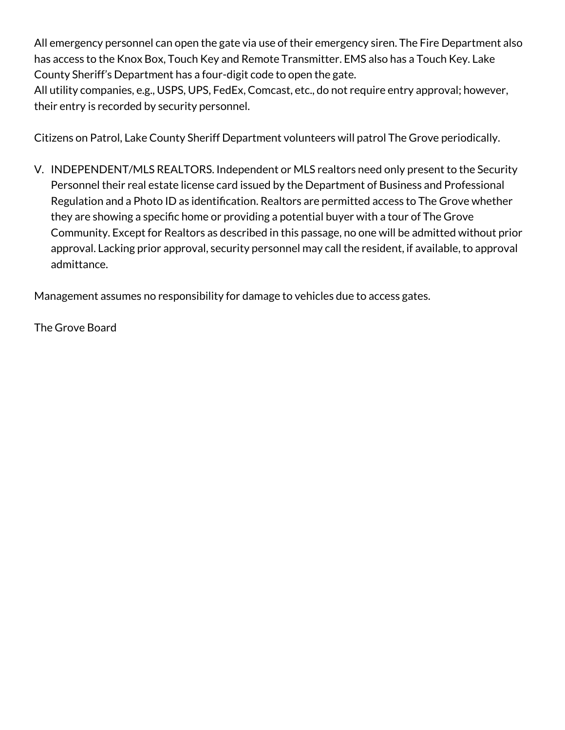All emergency personnel can open the gate via use of their emergency siren. The Fire Department also has access to the Knox Box, Touch Key and Remote Transmitter. EMS also has a Touch Key. Lake County Sheriff's Department has a four-digit code to open the gate.
All utility companies, e.g., USPS, UPS, FedEx, Comcast, etc., do not require entry approval; however, their entry is recorded by security personnel.

Citizens on Patrol, Lake County Sheriff Department volunteers will patrol The Grove periodically.

V. INDEPENDENT/MLS REALTORS. Independent or MLS realtors need only present to the Security Personnel their real estate license card issued by the Department of Business and Professional Regulation and a Photo ID as identification. Realtors are permitted access to The Grove whether they are showing a specific home or providing a potential buyer with a tour of The Grove Community. Except for Realtors as described in this passage, no one will be admitted without prior approval. Lacking prior approval, security personnel may call the resident, if available, to approval admittance.

Management assumes no responsibility for damage to vehicles due to access gates.

The Grove Board